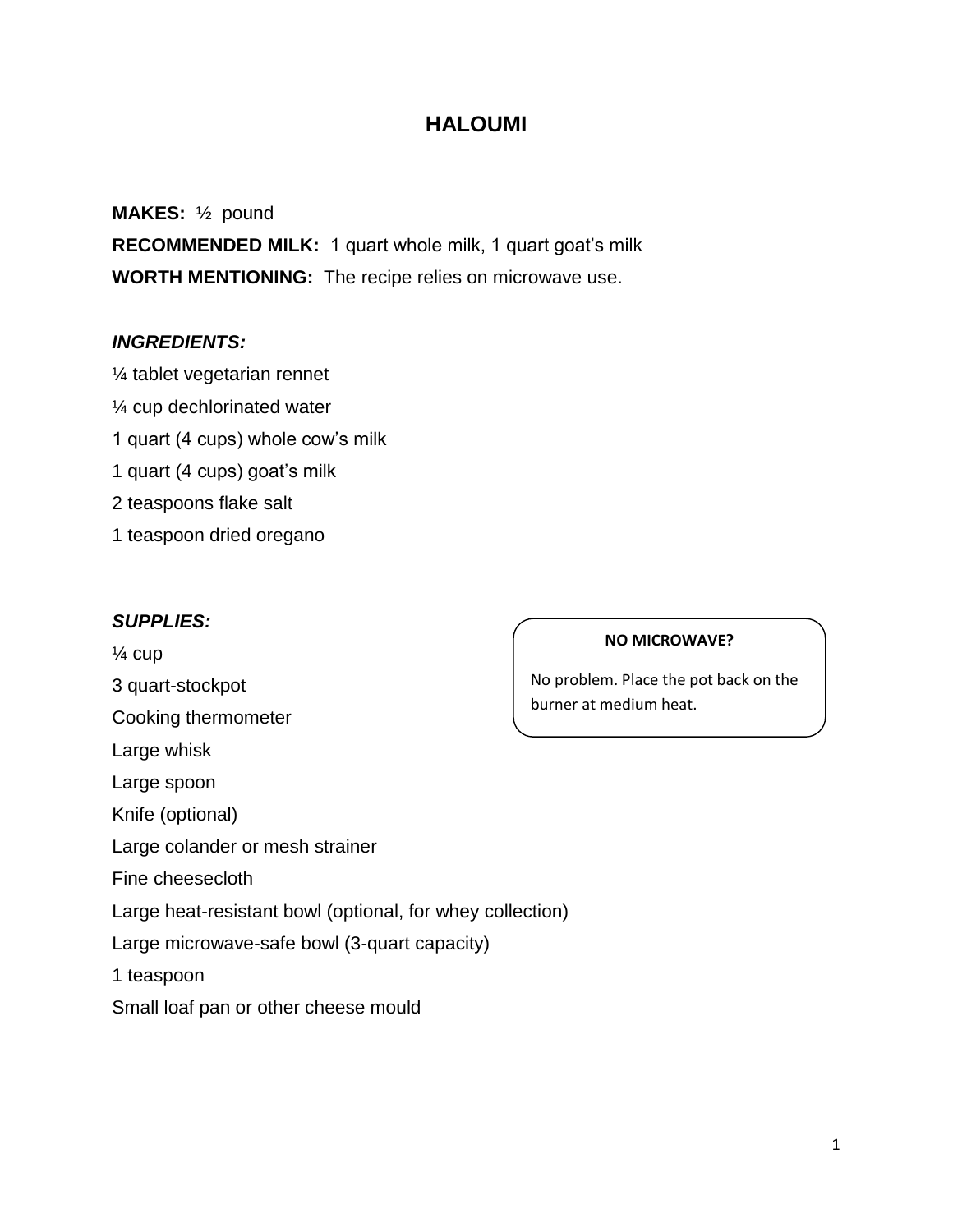# HALOUMI

**MAKES:** ½ pound

**RECOMMENDED MILK:** 1 quart whole milk, 1 quart goat's milk

**WORTH MENTIONING:** The recipe relies on microwave use.

***INGREDIENTS:***

¼ tablet vegetarian rennet

¼ cup dechlorinated water

1 quart (4 cups) whole cow's milk

1 quart (4 cups) goat's milk

2 teaspoons flake salt

1 teaspoon dried oregano

***SUPPLIES:***

¼ cup

3 quart-stockpot

Cooking thermometer

Large whisk

Large spoon

Knife (optional)

Large colander or mesh strainer

Fine cheesecloth

Large heat-resistant bowl (optional, for whey collection)

Large microwave-safe bowl (3-quart capacity)

1 teaspoon

Small loaf pan or other cheese mould

**NO MICROWAVE?**

No problem. Place the pot back on the burner at medium heat.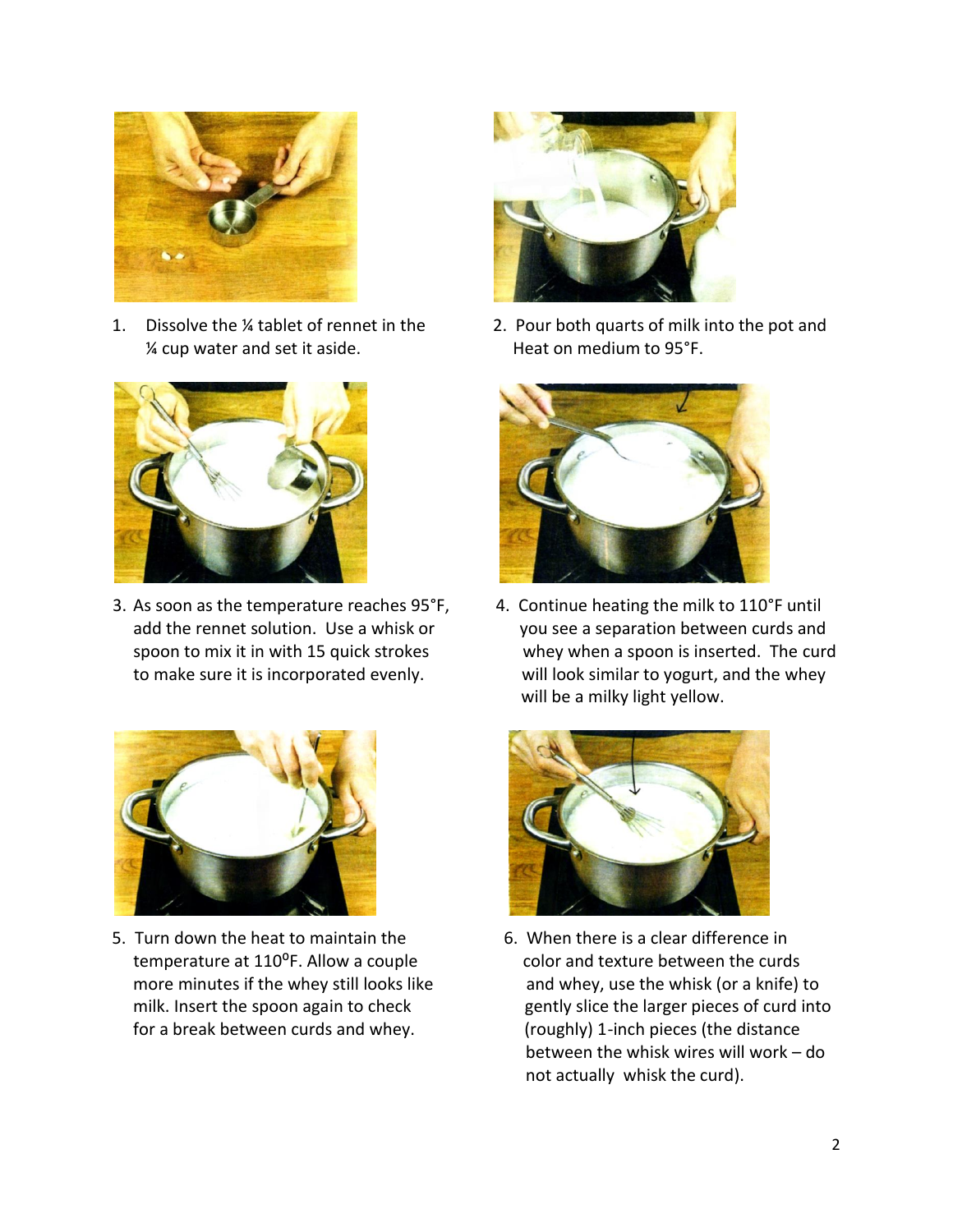1. Dissolve the ¼ tablet of rennet in the ¼ cup water and set it aside.

2. Pour both quarts of milk into the pot and Heat on medium to 95°F.

3. As soon as the temperature reaches 95°F, add the rennet solution. Use a whisk or spoon to mix it in with 15 quick strokes to make sure it is incorporated evenly.

4. Continue heating the milk to 110°F until you see a separation between curds and whey when a spoon is inserted. The curd will look similar to yogurt, and the whey will be a milky light yellow.

5. Turn down the heat to maintain the temperature at 110°F. Allow a couple more minutes if the whey still looks like milk. Insert the spoon again to check for a break between curds and whey.

6. When there is a clear difference in color and texture between the curds and whey, use the whisk (or a knife) to gently slice the larger pieces of curd into (roughly) 1-inch pieces (the distance between the whisk wires will work – do not actually whisk the curd).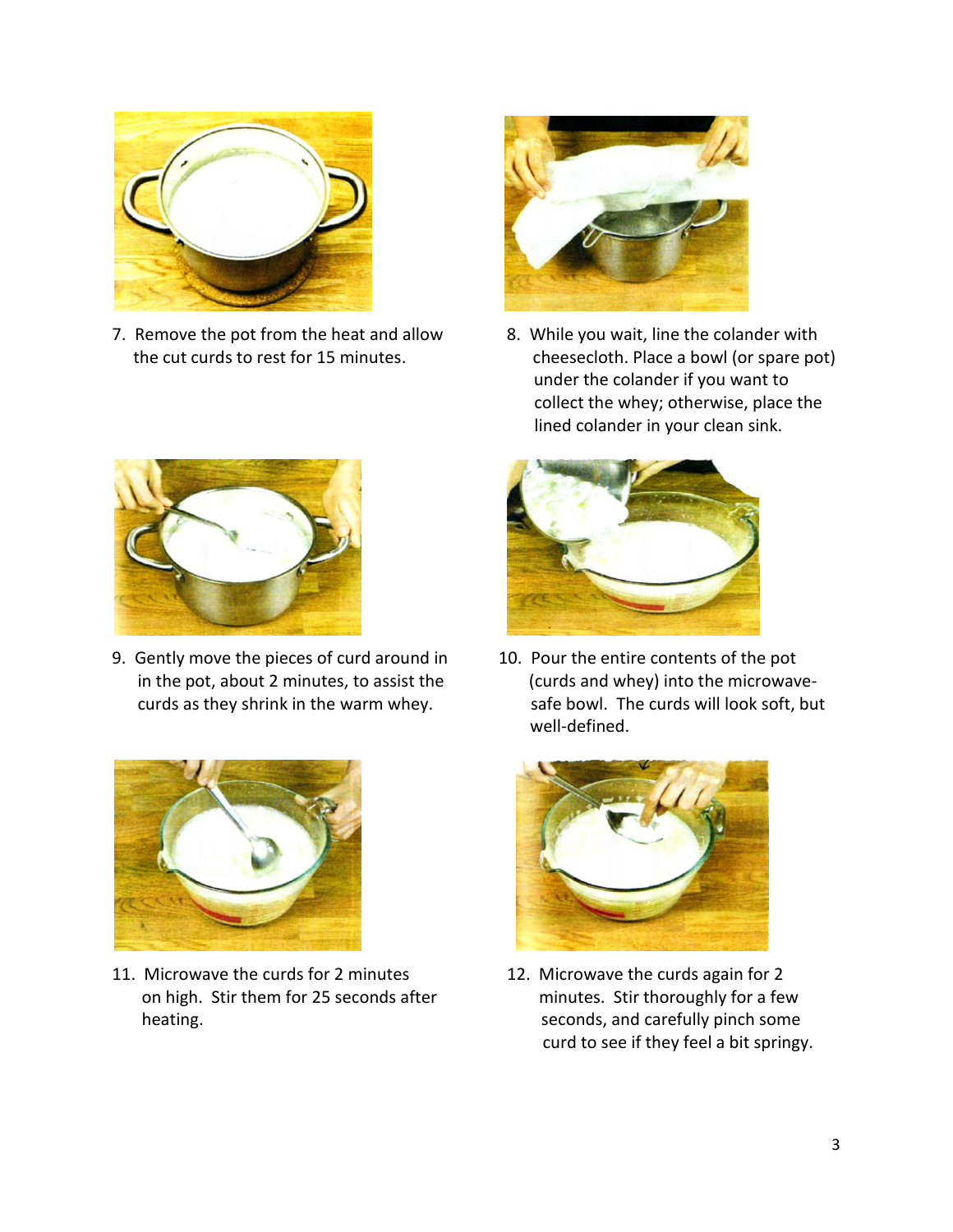7. Remove the pot from the heat and allow the cut curds to rest for 15 minutes.

8. While you wait, line the colander with cheesecloth. Place a bowl (or spare pot) under the colander if you want to collect the whey; otherwise, place the lined colander in your clean sink.

9. Gently move the pieces of curd around in in the pot, about 2 minutes, to assist the curds as they shrink in the warm whey.

10. Pour the entire contents of the pot (curds and whey) into the microwave-safe bowl. The curds will look soft, but well-defined.

11. Microwave the curds for 2 minutes on high. Stir them for 25 seconds after heating.

12. Microwave the curds again for 2 minutes. Stir thoroughly for a few seconds, and carefully pinch some curd to see if they feel a bit springy.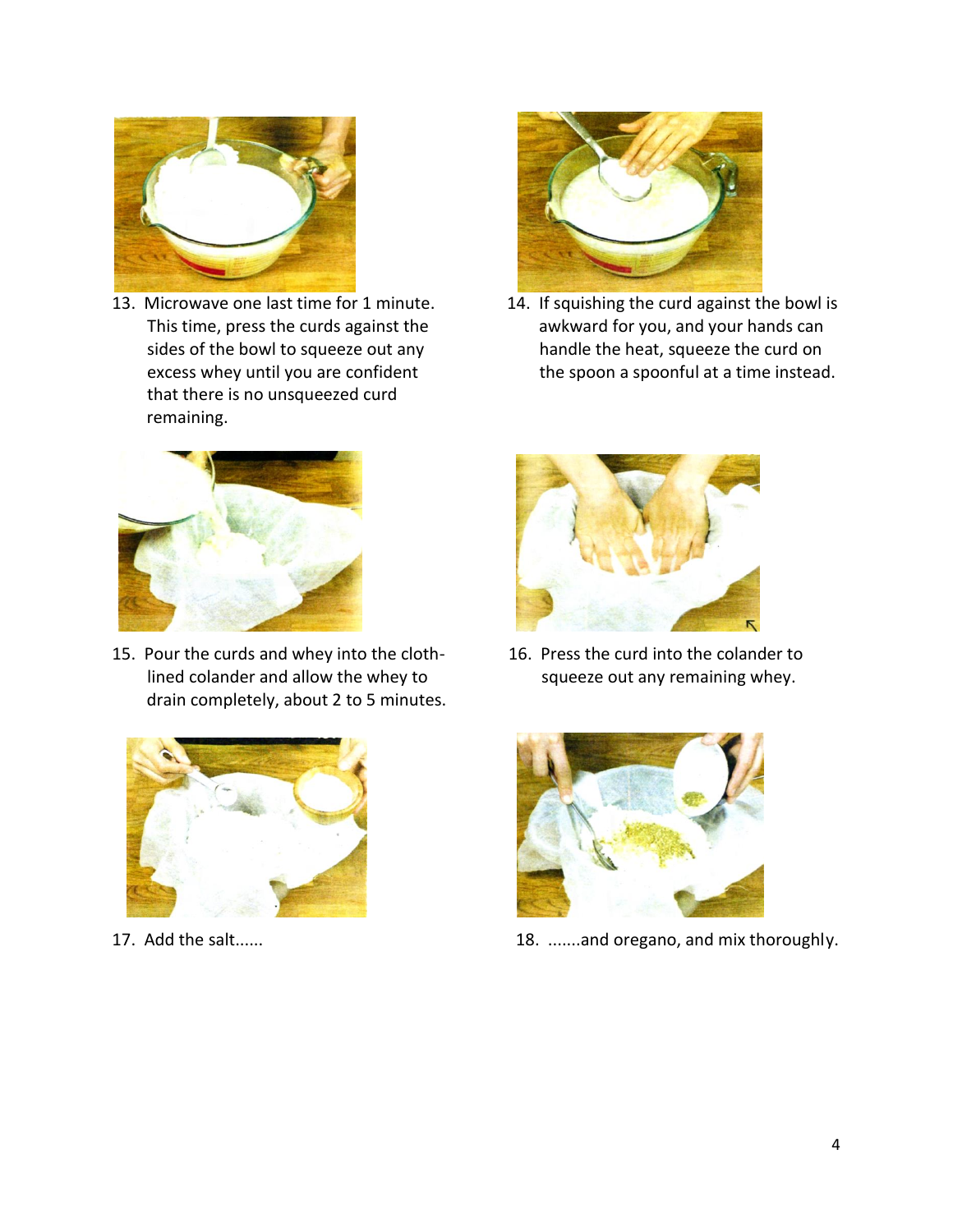13. Microwave one last time for 1 minute. This time, press the curds against the sides of the bowl to squeeze out any excess whey until you are confident that there is no unsqueezed curd remaining.

14. If squishing the curd against the bowl is awkward for you, and your hands can handle the heat, squeeze the curd on the spoon a spoonful at a time instead.

15. Pour the curds and whey into the cloth-lined colander and allow the whey to drain completely, about 2 to 5 minutes.

16. Press the curd into the colander to squeeze out any remaining whey.

17. Add the salt......

18. .......and oregano, and mix thoroughly.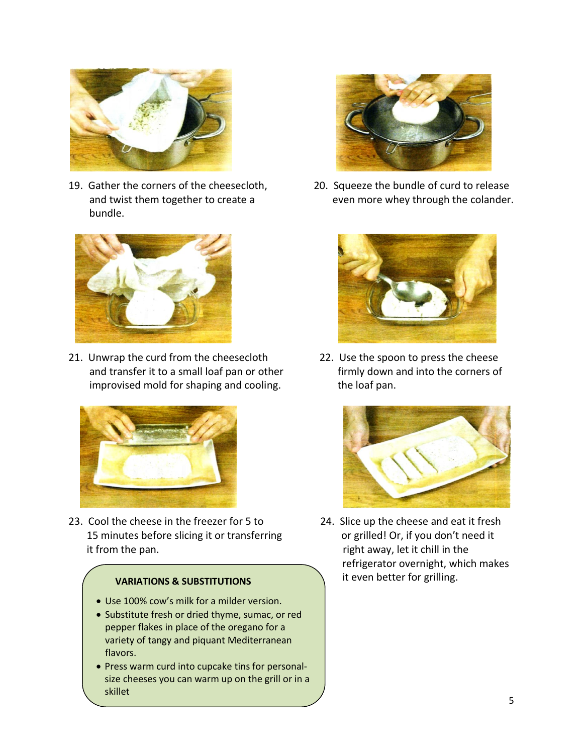19. Gather the corners of the cheesecloth, and twist them together to create a bundle.

20. Squeeze the bundle of curd to release even more whey through the colander.

21. Unwrap the curd from the cheesecloth and transfer it to a small loaf pan or other improvised mold for shaping and cooling.

22. Use the spoon to press the cheese firmly down and into the corners of the loaf pan.

23. Cool the cheese in the freezer for 5 to 15 minutes before slicing it or transferring it from the pan.

24. Slice up the cheese and eat it fresh or grilled! Or, if you don't need it right away, let it chill in the refrigerator overnight, which makes it even better for grilling.

**VARIATIONS & SUBSTITUTIONS**

- Use 100% cow's milk for a milder version.
- Substitute fresh or dried thyme, sumac, or red pepper flakes in place of the oregano for a variety of tangy and piquant Mediterranean flavors.
- Press warm curd into cupcake tins for personal-size cheeses you can warm up on the grill or in a skillet